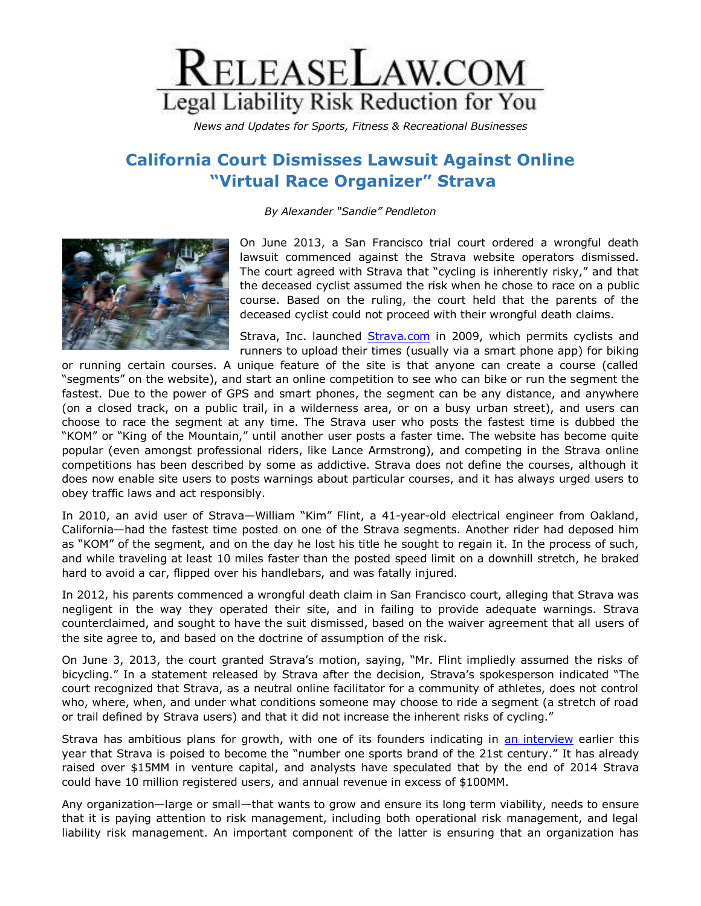# RELEASELAW.COM

Legal Liability Risk Reduction for You

*News and Updates for Sports, Fitness & Recreational Businesses*

## California Court Dismisses Lawsuit Against Online "Virtual Race Organizer" Strava

*By Alexander "Sandie" Pendleton*

On June 2013, a San Francisco trial court ordered a wrongful death lawsuit commenced against the Strava website operators dismissed. The court agreed with Strava that "cycling is inherently risky," and that the deceased cyclist assumed the risk when he chose to race on a public course. Based on the ruling, the court held that the parents of the deceased cyclist could not proceed with their wrongful death claims.

Strava, Inc. launched Strava.com in 2009, which permits cyclists and runners to upload their times (usually via a smart phone app) for biking or running certain courses. A unique feature of the site is that anyone can create a course (called "segments" on the website), and start an online competition to see who can bike or run the segment the fastest. Due to the power of GPS and smart phones, the segment can be any distance, and anywhere (on a closed track, on a public trail, in a wilderness area, or on a busy urban street), and users can choose to race the segment at any time. The Strava user who posts the fastest time is dubbed the "KOM" or "King of the Mountain," until another user posts a faster time. The website has become quite popular (even amongst professional riders, like Lance Armstrong), and competing in the Strava online competitions has been described by some as addictive. Strava does not define the courses, although it does now enable site users to posts warnings about particular courses, and it has always urged users to obey traffic laws and act responsibly.

In 2010, an avid user of Strava—William "Kim" Flint, a 41-year-old electrical engineer from Oakland, California—had the fastest time posted on one of the Strava segments. Another rider had deposed him as "KOM" of the segment, and on the day he lost his title he sought to regain it. In the process of such, and while traveling at least 10 miles faster than the posted speed limit on a downhill stretch, he braked hard to avoid a car, flipped over his handlebars, and was fatally injured.

In 2012, his parents commenced a wrongful death claim in San Francisco court, alleging that Strava was negligent in the way they operated their site, and in failing to provide adequate warnings. Strava counterclaimed, and sought to have the suit dismissed, based on the waiver agreement that all users of the site agree to, and based on the doctrine of assumption of the risk.

On June 3, 2013, the court granted Strava's motion, saying, "Mr. Flint impliedly assumed the risks of bicycling." In a statement released by Strava after the decision, Strava's spokesperson indicated "The court recognized that Strava, as a neutral online facilitator for a community of athletes, does not control who, where, when, and under what conditions someone may choose to ride a segment (a stretch of road or trail defined by Strava users) and that it did not increase the inherent risks of cycling."

Strava has ambitious plans for growth, with one of its founders indicating in an interview earlier this year that Strava is poised to become the "number one sports brand of the 21st century." It has already raised over $15MM in venture capital, and analysts have speculated that by the end of 2014 Strava could have 10 million registered users, and annual revenue in excess of $100MM.

Any organization—large or small—that wants to grow and ensure its long term viability, needs to ensure that it is paying attention to risk management, including both operational risk management, and legal liability risk management. An important component of the latter is ensuring that an organization has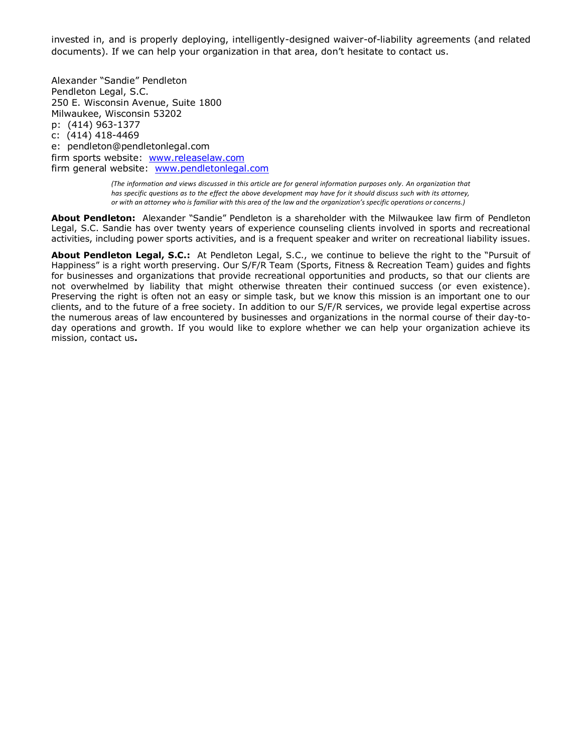invested in, and is properly deploying, intelligently-designed waiver-of-liability agreements (and related documents). If we can help your organization in that area, don't hesitate to contact us.

Alexander "Sandie" Pendleton
Pendleton Legal, S.C.
250 E. Wisconsin Avenue, Suite 1800
Milwaukee, Wisconsin 53202
p: (414) 963-1377
c: (414) 418-4469
e: pendleton@pendletonlegal.com
firm sports website: [www.releaselaw.com](http://www.releaselaw.com)
firm general website: [www.pendletonlegal.com](http://www.pendletonlegal.com)

*(The information and views discussed in this article are for general information purposes only. An organization that has specific questions as to the effect the above development may have for it should discuss such with its attorney, or with an attorney who is familiar with this area of the law and the organization's specific operations or concerns.)*

**About Pendleton:** Alexander "Sandie" Pendleton is a shareholder with the Milwaukee law firm of Pendleton Legal, S.C. Sandie has over twenty years of experience counseling clients involved in sports and recreational activities, including power sports activities, and is a frequent speaker and writer on recreational liability issues.

**About Pendleton Legal, S.C.:** At Pendleton Legal, S.C., we continue to believe the right to the "Pursuit of Happiness" is a right worth preserving. Our S/F/R Team (Sports, Fitness & Recreation Team) guides and fights for businesses and organizations that provide recreational opportunities and products, so that our clients are not overwhelmed by liability that might otherwise threaten their continued success (or even existence). Preserving the right is often not an easy or simple task, but we know this mission is an important one to our clients, and to the future of a free society. In addition to our S/F/R services, we provide legal expertise across the numerous areas of law encountered by businesses and organizations in the normal course of their day-to-day operations and growth. If you would like to explore whether we can help your organization achieve its mission, contact us**.**